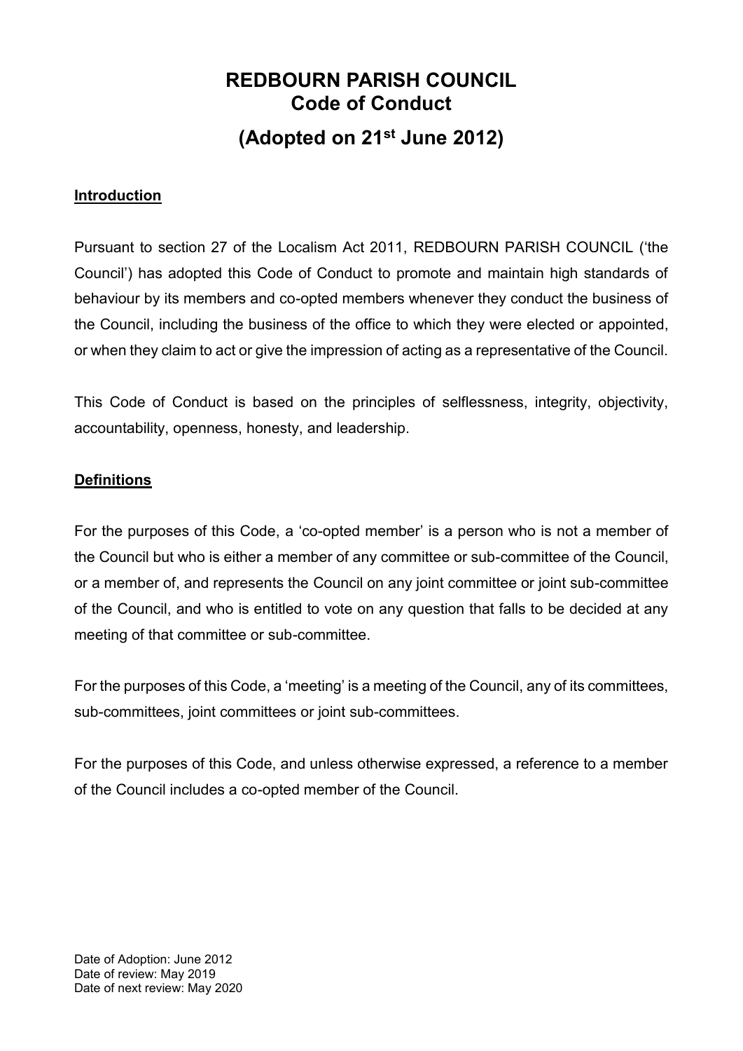# REDBOURN PARISH COUNCIL
# Code of Conduct
## (Adopted on 21st June 2012)

### Introduction

Pursuant to section 27 of the Localism Act 2011, REDBOURN PARISH COUNCIL ('the Council') has adopted this Code of Conduct to promote and maintain high standards of behaviour by its members and co-opted members whenever they conduct the business of the Council, including the business of the office to which they were elected or appointed, or when they claim to act or give the impression of acting as a representative of the Council.

This Code of Conduct is based on the principles of selflessness, integrity, objectivity, accountability, openness, honesty, and leadership.

### Definitions

For the purposes of this Code, a 'co-opted member' is a person who is not a member of the Council but who is either a member of any committee or sub-committee of the Council, or a member of, and represents the Council on any joint committee or joint sub-committee of the Council, and who is entitled to vote on any question that falls to be decided at any meeting of that committee or sub-committee.

For the purposes of this Code, a 'meeting' is a meeting of the Council, any of its committees, sub-committees, joint committees or joint sub-committees.

For the purposes of this Code, and unless otherwise expressed, a reference to a member of the Council includes a co-opted member of the Council.

Date of Adoption: June 2012
Date of review: May 2019
Date of next review: May 2020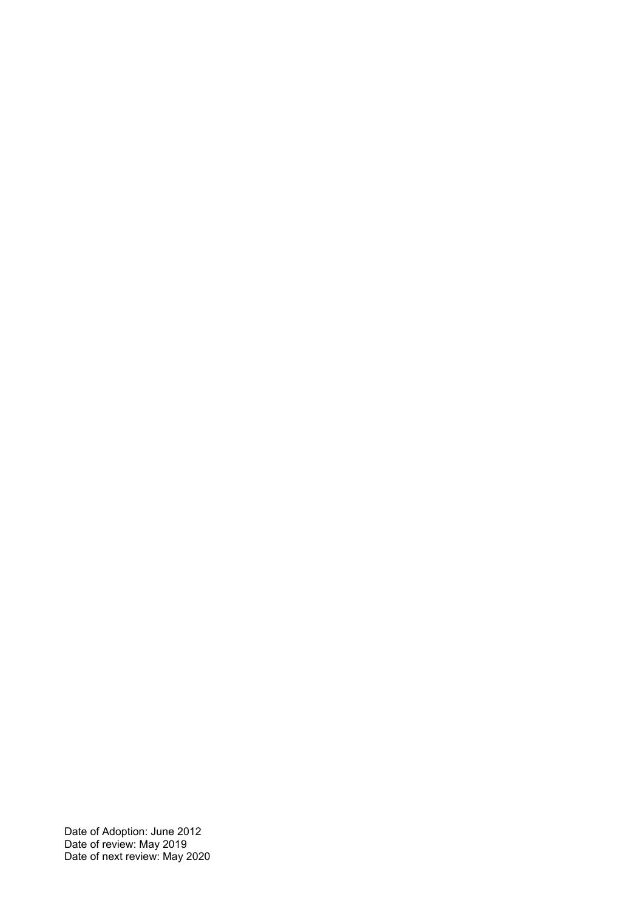Date of Adoption: June 2012
Date of review: May 2019
Date of next review: May 2020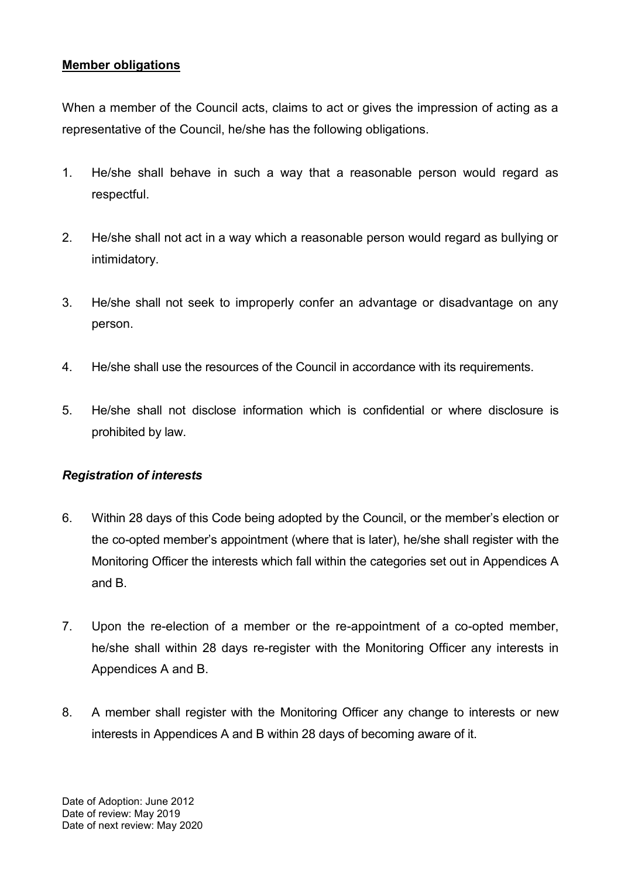**Member obligations**

When a member of the Council acts, claims to act or gives the impression of acting as a representative of the Council, he/she has the following obligations.

1. He/she shall behave in such a way that a reasonable person would regard as respectful.

2. He/she shall not act in a way which a reasonable person would regard as bullying or intimidatory.

3. He/she shall not seek to improperly confer an advantage or disadvantage on any person.

4. He/she shall use the resources of the Council in accordance with its requirements.

5. He/she shall not disclose information which is confidential or where disclosure is prohibited by law.

***Registration of interests***

6. Within 28 days of this Code being adopted by the Council, or the member's election or the co-opted member's appointment (where that is later), he/she shall register with the Monitoring Officer the interests which fall within the categories set out in Appendices A and B.

7. Upon the re-election of a member or the re-appointment of a co-opted member, he/she shall within 28 days re-register with the Monitoring Officer any interests in Appendices A and B.

8. A member shall register with the Monitoring Officer any change to interests or new interests in Appendices A and B within 28 days of becoming aware of it.

Date of Adoption: June 2012
Date of review: May 2019
Date of next review: May 2020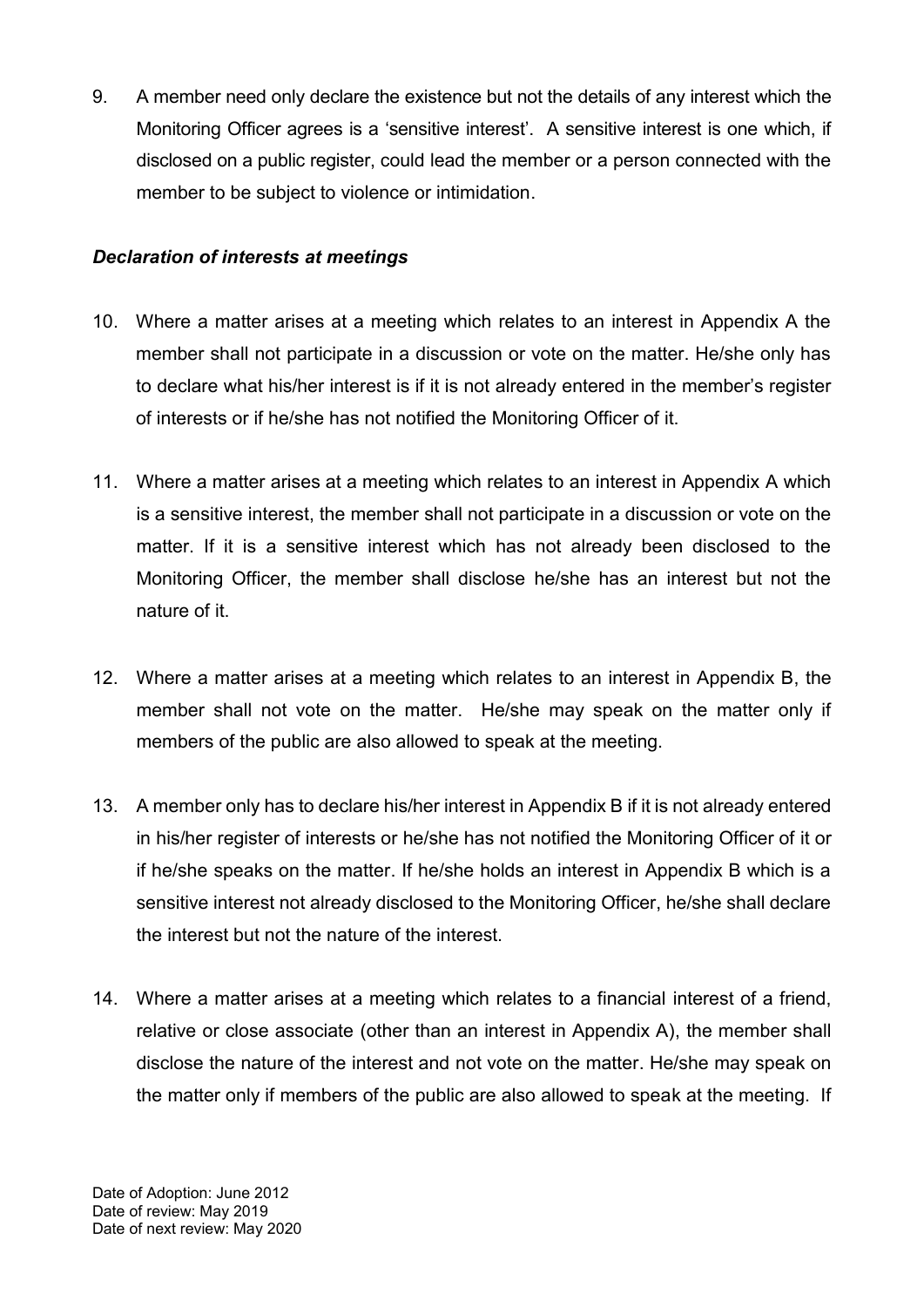9. A member need only declare the existence but not the details of any interest which the Monitoring Officer agrees is a 'sensitive interest'. A sensitive interest is one which, if disclosed on a public register, could lead the member or a person connected with the member to be subject to violence or intimidation.

***Declaration of interests at meetings***

10. Where a matter arises at a meeting which relates to an interest in Appendix A the member shall not participate in a discussion or vote on the matter. He/she only has to declare what his/her interest is if it is not already entered in the member's register of interests or if he/she has not notified the Monitoring Officer of it.

11. Where a matter arises at a meeting which relates to an interest in Appendix A which is a sensitive interest, the member shall not participate in a discussion or vote on the matter. If it is a sensitive interest which has not already been disclosed to the Monitoring Officer, the member shall disclose he/she has an interest but not the nature of it.

12. Where a matter arises at a meeting which relates to an interest in Appendix B, the member shall not vote on the matter. He/she may speak on the matter only if members of the public are also allowed to speak at the meeting.

13. A member only has to declare his/her interest in Appendix B if it is not already entered in his/her register of interests or he/she has not notified the Monitoring Officer of it or if he/she speaks on the matter. If he/she holds an interest in Appendix B which is a sensitive interest not already disclosed to the Monitoring Officer, he/she shall declare the interest but not the nature of the interest.

14. Where a matter arises at a meeting which relates to a financial interest of a friend, relative or close associate (other than an interest in Appendix A), the member shall disclose the nature of the interest and not vote on the matter. He/she may speak on the matter only if members of the public are also allowed to speak at the meeting. If

Date of Adoption: June 2012
Date of review: May 2019
Date of next review: May 2020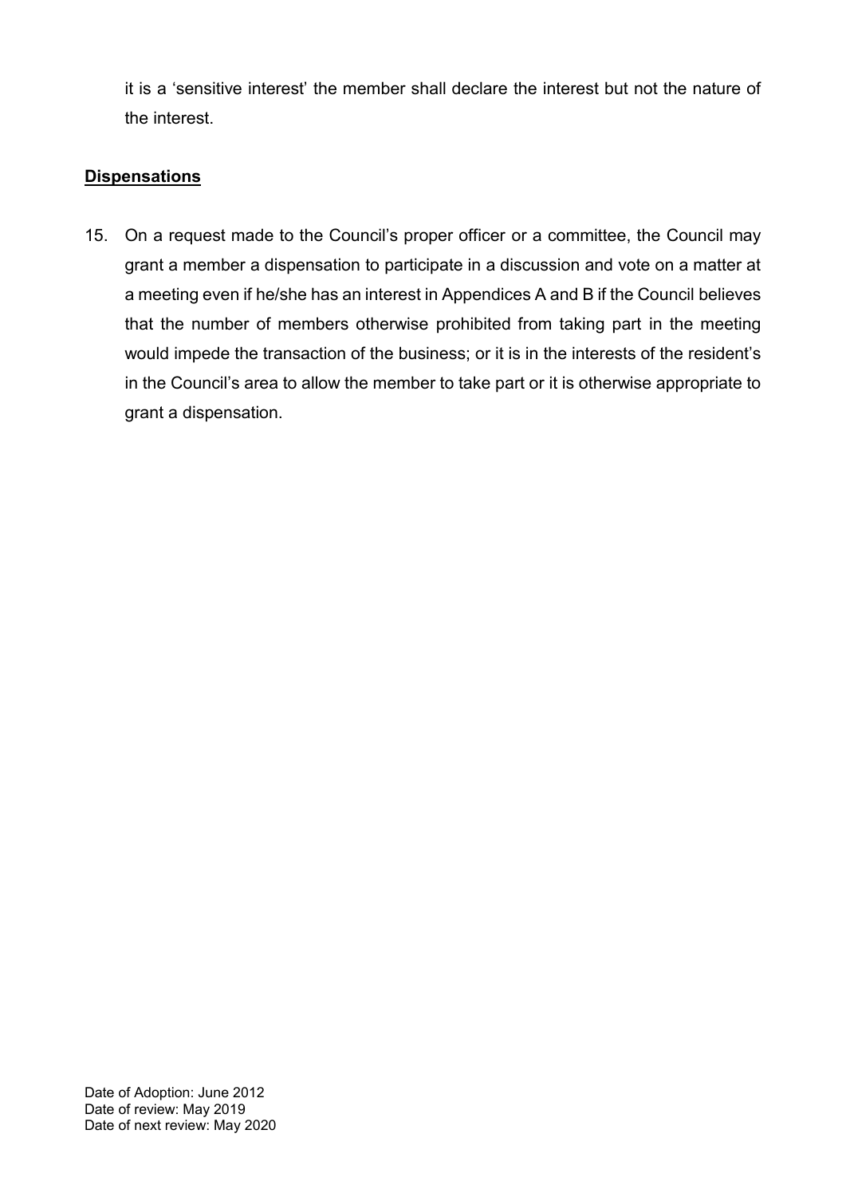it is a 'sensitive interest' the member shall declare the interest but not the nature of the interest.

## **Dispensations**

15. On a request made to the Council's proper officer or a committee, the Council may grant a member a dispensation to participate in a discussion and vote on a matter at a meeting even if he/she has an interest in Appendices A and B if the Council believes that the number of members otherwise prohibited from taking part in the meeting would impede the transaction of the business; or it is in the interests of the resident's in the Council's area to allow the member to take part or it is otherwise appropriate to grant a dispensation.

Date of Adoption: June 2012
Date of review: May 2019
Date of next review: May 2020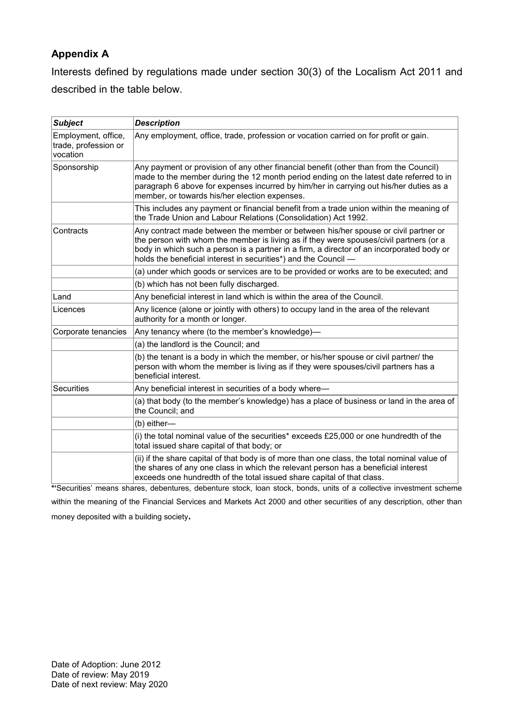## Appendix A

Interests defined by regulations made under section 30(3) of the Localism Act 2011 and described in the table below.

| *Subject* | *Description* |
|---|---|
| Employment, office, trade, profession or vocation | Any employment, office, trade, profession or vocation carried on for profit or gain. |
| Sponsorship | Any payment or provision of any other financial benefit (other than from the Council) made to the member during the 12 month period ending on the latest date referred to in paragraph 6 above for expenses incurred by him/her in carrying out his/her duties as a member, or towards his/her election expenses. |
| | This includes any payment or financial benefit from a trade union within the meaning of the Trade Union and Labour Relations (Consolidation) Act 1992. |
| Contracts | Any contract made between the member or between his/her spouse or civil partner or the person with whom the member is living as if they were spouses/civil partners (or a body in which such a person is a partner in a firm, a director of an incorporated body or holds the beneficial interest in securities*) and the Council — |
| | (a) under which goods or services are to be provided or works are to be executed; and |
| | (b) which has not been fully discharged. |
| Land | Any beneficial interest in land which is within the area of the Council. |
| Licences | Any licence (alone or jointly with others) to occupy land in the area of the relevant authority for a month or longer. |
| Corporate tenancies | Any tenancy where (to the member's knowledge)— |
| | (a) the landlord is the Council; and |
| | (b) the tenant is a body in which the member, or his/her spouse or civil partner/ the person with whom the member is living as if they were spouses/civil partners has a beneficial interest. |
| Securities | Any beneficial interest in securities of a body where— |
| | (a) that body (to the member's knowledge) has a place of business or land in the area of the Council; and |
| | (b) either— |
| | (i) the total nominal value of the securities* exceeds £25,000 or one hundredth of the total issued share capital of that body; or |
| | (ii) if the share capital of that body is of more than one class, the total nominal value of the shares of any one class in which the relevant person has a beneficial interest exceeds one hundredth of the total issued share capital of that class. |

**\***'Securities' means shares, debentures, debenture stock, loan stock, bonds, units of a collective investment scheme within the meaning of the Financial Services and Markets Act 2000 and other securities of any description, other than money deposited with a building society**.**

Date of Adoption: June 2012
Date of review: May 2019
Date of next review: May 2020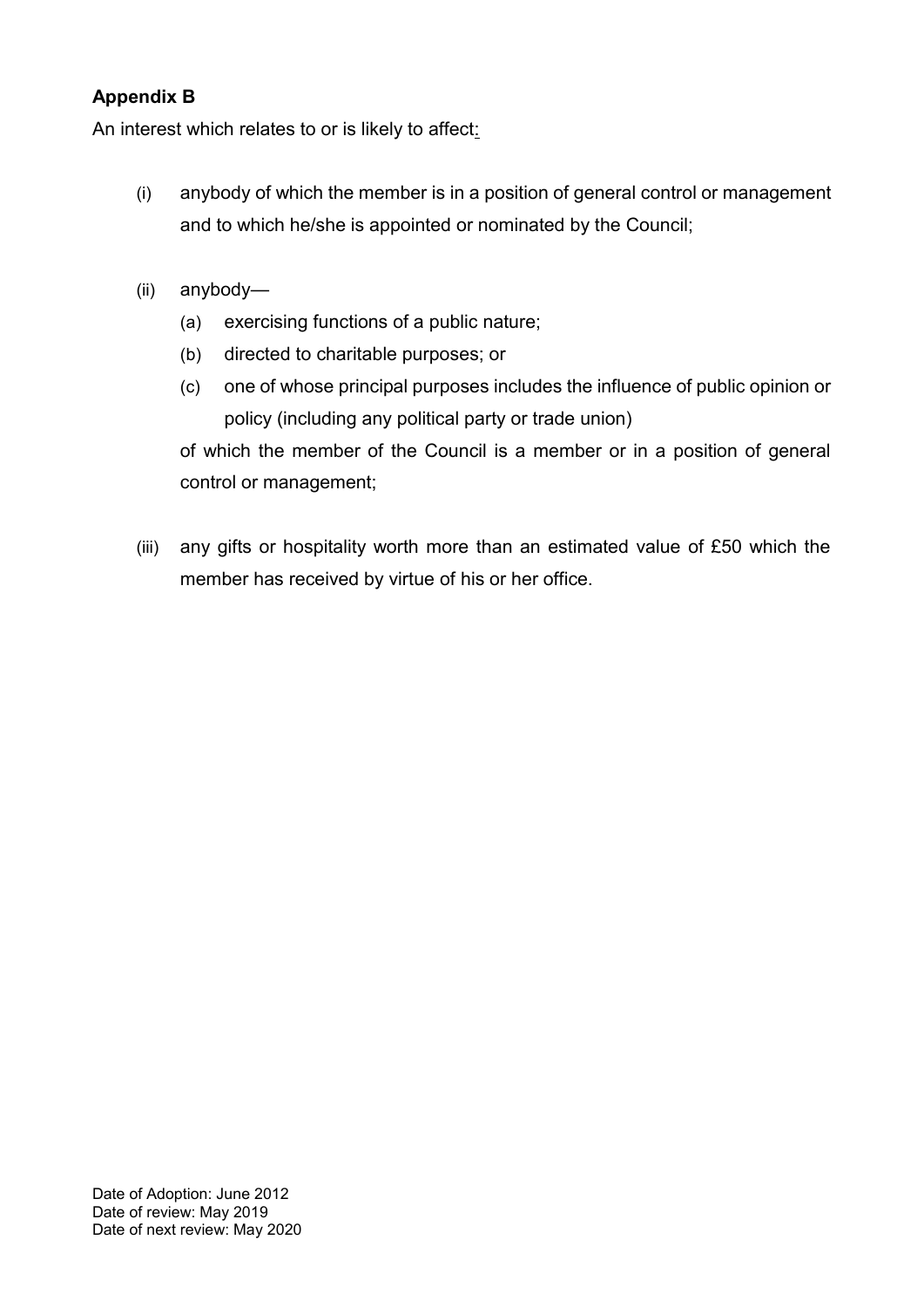**Appendix B**

An interest which relates to or is likely to affect:

(i) anybody of which the member is in a position of general control or management and to which he/she is appointed or nominated by the Council;

(ii) anybody—
   (a) exercising functions of a public nature;
   (b) directed to charitable purposes; or
   (c) one of whose principal purposes includes the influence of public opinion or policy (including any political party or trade union)

   of which the member of the Council is a member or in a position of general control or management;

(iii) any gifts or hospitality worth more than an estimated value of £50 which the member has received by virtue of his or her office.

Date of Adoption: June 2012
Date of review: May 2019
Date of next review: May 2020